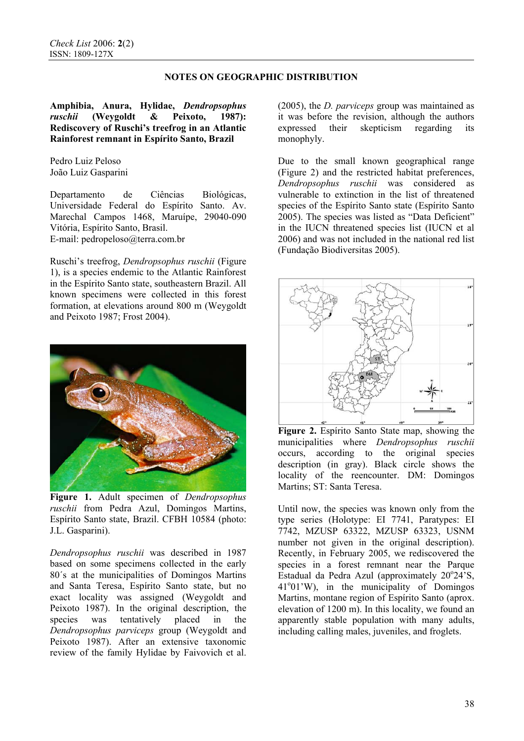## NOTES ON GEOGRAPHIC DISTRIBUTION

**Amphibia, Anura, Hylidae, *Dendropsophus ruschii* (Weygoldt & Peixoto, 1987): Rediscovery of Ruschi's treefrog in an Atlantic Rainforest remnant in Espírito Santo, Brazil**

Pedro Luiz Peloso
João Luiz Gasparini

Departamento de Ciências Biológicas, Universidade Federal do Espírito Santo. Av. Marechal Campos 1468, Maruípe, 29040-090 Vitória, Espírito Santo, Brasil.
E-mail: pedropeloso@terra.com.br

Ruschi's treefrog, *Dendropsophus ruschii* (Figure 1), is a species endemic to the Atlantic Rainforest in the Espírito Santo state, southeastern Brazil. All known specimens were collected in this forest formation, at elevations around 800 m (Weygoldt and Peixoto 1987; Frost 2004).

**Figure 1.** Adult specimen of *Dendropsophus ruschii* from Pedra Azul, Domingos Martins, Espírito Santo state, Brazil. CFBH 10584 (photo: J.L. Gasparini).

*Dendropsophus ruschii* was described in 1987 based on some specimens collected in the early 80´s at the municipalities of Domingos Martins and Santa Teresa, Espírito Santo state, but no exact locality was assigned (Weygoldt and Peixoto 1987). In the original description, the species was tentatively placed in the *Dendropsophus parviceps* group (Weygoldt and Peixoto 1987). After an extensive taxonomic review of the family Hylidae by Faivovich et al. (2005), the *D. parviceps* group was maintained as it was before the revision, although the authors expressed their skepticism regarding its monophyly.

Due to the small known geographical range (Figure 2) and the restricted habitat preferences, *Dendropsophus ruschii* was considered as vulnerable to extinction in the list of threatened species of the Espírito Santo state (Espírito Santo 2005). The species was listed as "Data Deficient" in the IUCN threatened species list (IUCN et al 2006) and was not included in the national red list (Fundação Biodiversitas 2005).

**Figure 2.** Espírito Santo State map, showing the municipalities where *Dendropsophus ruschii* occurs, according to the original species description (in gray). Black circle shows the locality of the reencounter. DM: Domingos Martins; ST: Santa Teresa.

Until now, the species was known only from the type series (Holotype: EI 7741, Paratypes: EI 7742, MZUSP 63322, MZUSP 63323, USNM number not given in the original description). Recently, in February 2005, we rediscovered the species in a forest remnant near the Parque Estadual da Pedra Azul (approximately 20º24'S, 41º01'W), in the municipality of Domingos Martins, montane region of Espírito Santo (aprox. elevation of 1200 m). In this locality, we found an apparently stable population with many adults, including calling males, juveniles, and froglets.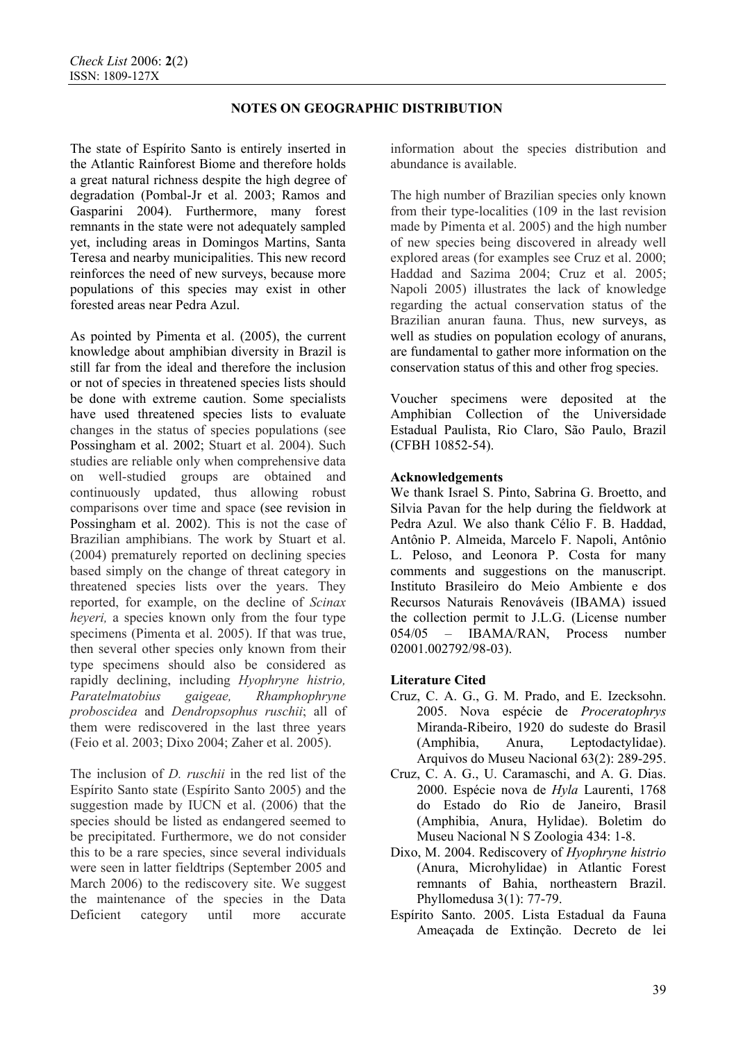## NOTES ON GEOGRAPHIC DISTRIBUTION

The state of Espírito Santo is entirely inserted in the Atlantic Rainforest Biome and therefore holds a great natural richness despite the high degree of degradation (Pombal-Jr et al. 2003; Ramos and Gasparini 2004). Furthermore, many forest remnants in the state were not adequately sampled yet, including areas in Domingos Martins, Santa Teresa and nearby municipalities. This new record reinforces the need of new surveys, because more populations of this species may exist in other forested areas near Pedra Azul.

As pointed by Pimenta et al. (2005), the current knowledge about amphibian diversity in Brazil is still far from the ideal and therefore the inclusion or not of species in threatened species lists should be done with extreme caution. Some specialists have used threatened species lists to evaluate changes in the status of species populations (see Possingham et al. 2002; Stuart et al. 2004). Such studies are reliable only when comprehensive data on well-studied groups are obtained and continuously updated, thus allowing robust comparisons over time and space (see revision in Possingham et al. 2002). This is not the case of Brazilian amphibians. The work by Stuart et al. (2004) prematurely reported on declining species based simply on the change of threat category in threatened species lists over the years. They reported, for example, on the decline of *Scinax heyeri,* a species known only from the four type specimens (Pimenta et al. 2005). If that was true, then several other species only known from their type specimens should also be considered as rapidly declining, including *Hyophryne histrio, Paratelmatobius gaigeae, Rhamphophryne proboscidea* and *Dendropsophus ruschii*; all of them were rediscovered in the last three years (Feio et al. 2003; Dixo 2004; Zaher et al. 2005).

The inclusion of *D. ruschii* in the red list of the Espírito Santo state (Espírito Santo 2005) and the suggestion made by IUCN et al. (2006) that the species should be listed as endangered seemed to be precipitated. Furthermore, we do not consider this to be a rare species, since several individuals were seen in latter fieldtrips (September 2005 and March 2006) to the rediscovery site. We suggest the maintenance of the species in the Data Deficient category until more accurate information about the species distribution and abundance is available.

The high number of Brazilian species only known from their type-localities (109 in the last revision made by Pimenta et al. 2005) and the high number of new species being discovered in already well explored areas (for examples see Cruz et al. 2000; Haddad and Sazima 2004; Cruz et al. 2005; Napoli 2005) illustrates the lack of knowledge regarding the actual conservation status of the Brazilian anuran fauna. Thus, new surveys, as well as studies on population ecology of anurans, are fundamental to gather more information on the conservation status of this and other frog species.

Voucher specimens were deposited at the Amphibian Collection of the Universidade Estadual Paulista, Rio Claro, São Paulo, Brazil (CFBH 10852-54).

### Acknowledgements

We thank Israel S. Pinto, Sabrina G. Broetto, and Silvia Pavan for the help during the fieldwork at Pedra Azul. We also thank Célio F. B. Haddad, Antônio P. Almeida, Marcelo F. Napoli, Antônio L. Peloso, and Leonora P. Costa for many comments and suggestions on the manuscript. Instituto Brasileiro do Meio Ambiente e dos Recursos Naturais Renováveis (IBAMA) issued the collection permit to J.L.G. (License number 054/05 – IBAMA/RAN, Process number 02001.002792/98-03).

### Literature Cited

Cruz, C. A. G., G. M. Prado, and E. Izecksohn. 2005. Nova espécie de *Proceratophrys* Miranda-Ribeiro, 1920 do sudeste do Brasil (Amphibia, Anura, Leptodactylidae). Arquivos do Museu Nacional 63(2): 289-295.

Cruz, C. A. G., U. Caramaschi, and A. G. Dias. 2000. Espécie nova de *Hyla* Laurenti, 1768 do Estado do Rio de Janeiro, Brasil (Amphibia, Anura, Hylidae). Boletim do Museu Nacional N S Zoologia 434: 1-8.

Dixo, M. 2004. Rediscovery of *Hyophryne histrio* (Anura, Microhylidae) in Atlantic Forest remnants of Bahia, northeastern Brazil. Phyllomedusa 3(1): 77-79.

Espírito Santo. 2005. Lista Estadual da Fauna Ameaçada de Extinção. Decreto de lei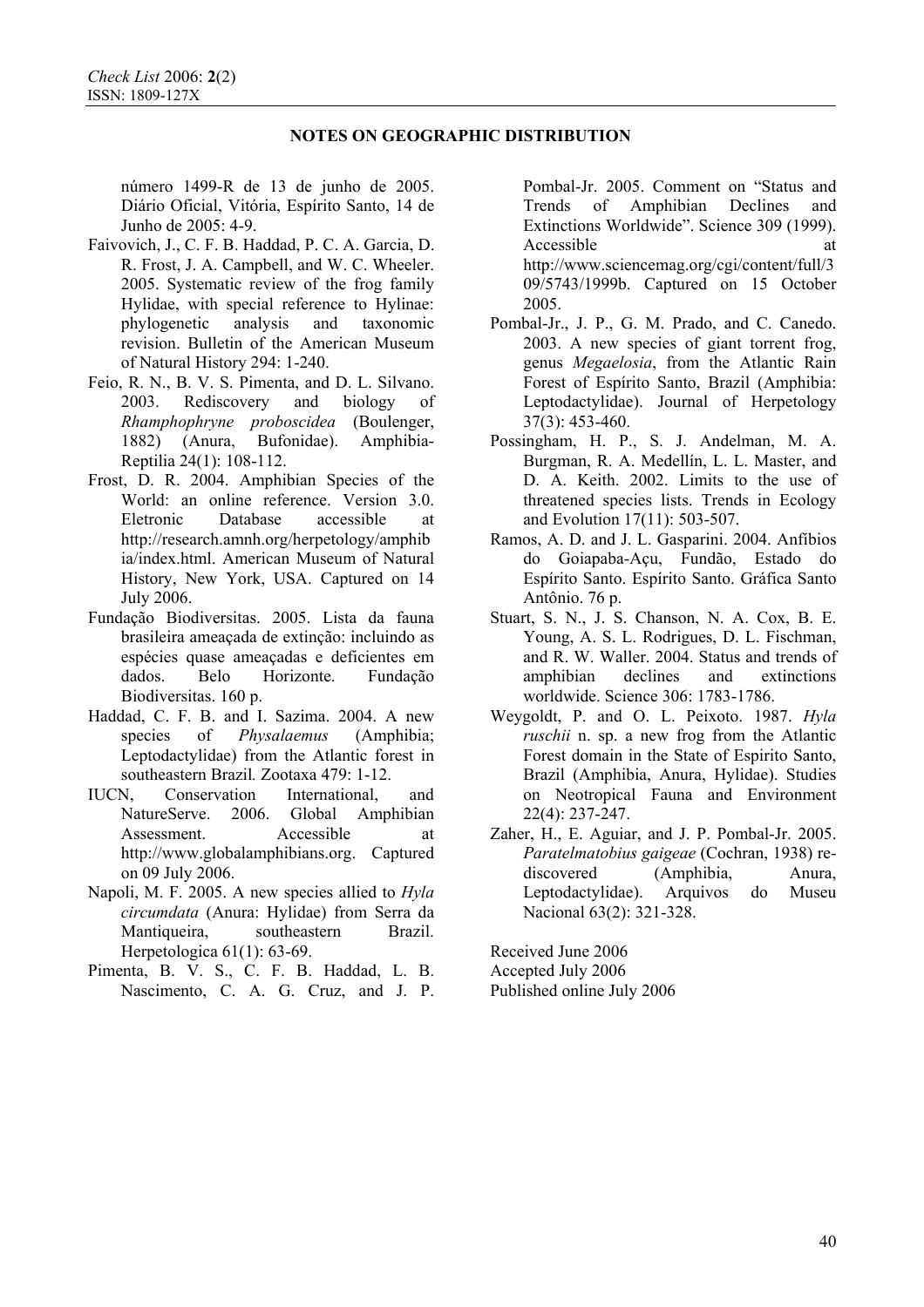número 1499-R de 13 de junho de 2005. Diário Oficial, Vitória, Espírito Santo, 14 de Junho de 2005: 4-9.

Faivovich, J., C. F. B. Haddad, P. C. A. Garcia, D. R. Frost, J. A. Campbell, and W. C. Wheeler. 2005. Systematic review of the frog family Hylidae, with special reference to Hylinae: phylogenetic analysis and taxonomic revision. Bulletin of the American Museum of Natural History 294: 1-240.

Feio, R. N., B. V. S. Pimenta, and D. L. Silvano. 2003. Rediscovery and biology of *Rhamphophryne proboscidea* (Boulenger, 1882) (Anura, Bufonidae). Amphibia-Reptilia 24(1): 108-112.

Frost, D. R. 2004. Amphibian Species of the World: an online reference. Version 3.0. Eletronic Database accessible at http://research.amnh.org/herpetology/amphibia/index.html. American Museum of Natural History, New York, USA. Captured on 14 July 2006.

Fundação Biodiversitas. 2005. Lista da fauna brasileira ameaçada de extinção: incluindo as espécies quase ameaçadas e deficientes em dados. Belo Horizonte. Fundação Biodiversitas. 160 p.

Haddad, C. F. B. and I. Sazima. 2004. A new species of *Physalaemus* (Amphibia; Leptodactylidae) from the Atlantic forest in southeastern Brazil. Zootaxa 479: 1-12.

IUCN, Conservation International, and NatureServe. 2006. Global Amphibian Assessment. Accessible at http://www.globalamphibians.org. Captured on 09 July 2006.

Napoli, M. F. 2005. A new species allied to *Hyla circumdata* (Anura: Hylidae) from Serra da Mantiqueira, southeastern Brazil. Herpetologica 61(1): 63-69.

Pimenta, B. V. S., C. F. B. Haddad, L. B. Nascimento, C. A. G. Cruz, and J. P. Pombal-Jr. 2005. Comment on "Status and Trends of Amphibian Declines and Extinctions Worldwide". Science 309 (1999). Accessible at http://www.sciencemag.org/cgi/content/full/309/5743/1999b. Captured on 15 October 2005.

Pombal-Jr., J. P., G. M. Prado, and C. Canedo. 2003. A new species of giant torrent frog, genus *Megaelosia*, from the Atlantic Rain Forest of Espírito Santo, Brazil (Amphibia: Leptodactylidae). Journal of Herpetology 37(3): 453-460.

Possingham, H. P., S. J. Andelman, M. A. Burgman, R. A. Medellín, L. L. Master, and D. A. Keith. 2002. Limits to the use of threatened species lists. Trends in Ecology and Evolution 17(11): 503-507.

Ramos, A. D. and J. L. Gasparini. 2004. Anfíbios do Goiapaba-Açu, Fundão, Estado do Espírito Santo. Espírito Santo. Gráfica Santo Antônio. 76 p.

Stuart, S. N., J. S. Chanson, N. A. Cox, B. E. Young, A. S. L. Rodrigues, D. L. Fischman, and R. W. Waller. 2004. Status and trends of amphibian declines and extinctions worldwide. Science 306: 1783-1786.

Weygoldt, P. and O. L. Peixoto. 1987. *Hyla ruschii* n. sp. a new frog from the Atlantic Forest domain in the State of Espirito Santo, Brazil (Amphibia, Anura, Hylidae). Studies on Neotropical Fauna and Environment 22(4): 237-247.

Zaher, H., E. Aguiar, and J. P. Pombal-Jr. 2005. *Paratelmatobius gaigeae* (Cochran, 1938) re-discovered (Amphibia, Anura, Leptodactylidae). Arquivos do Museu Nacional 63(2): 321-328.

Received June 2006
Accepted July 2006
Published online July 2006